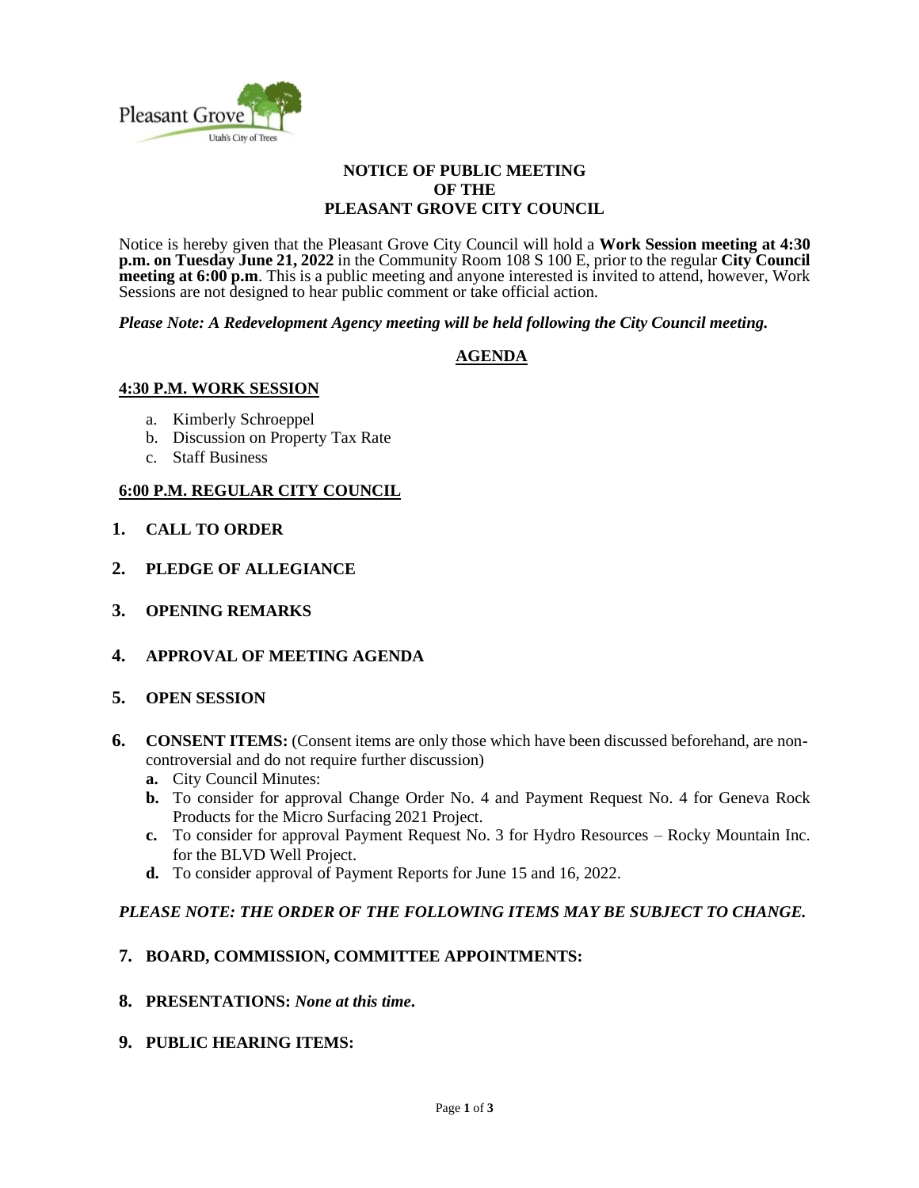Pleasant Grove
Utah's City of Trees

# NOTICE OF PUBLIC MEETING OF THE PLEASANT GROVE CITY COUNCIL

Notice is hereby given that the Pleasant Grove City Council will hold a **Work Session meeting at 4:30 p.m. on Tuesday June 21, 2022** in the Community Room 108 S 100 E, prior to the regular **City Council meeting at 6:00 p.m**. This is a public meeting and anyone interested is invited to attend, however, Work Sessions are not designed to hear public comment or take official action.

***Please Note: A Redevelopment Agency meeting will be held following the City Council meeting.***

## AGENDA

### 4:30 P.M. WORK SESSION

a. Kimberly Schroeppel
b. Discussion on Property Tax Rate
c. Staff Business

### 6:00 P.M. REGULAR CITY COUNCIL

**1. CALL TO ORDER**

**2. PLEDGE OF ALLEGIANCE**

**3. OPENING REMARKS**

**4. APPROVAL OF MEETING AGENDA**

**5. OPEN SESSION**

**6. CONSENT ITEMS:** (Consent items are only those which have been discussed beforehand, are non-controversial and do not require further discussion)

**a.** City Council Minutes:
**b.** To consider for approval Change Order No. 4 and Payment Request No. 4 for Geneva Rock Products for the Micro Surfacing 2021 Project.
**c.** To consider for approval Payment Request No. 3 for Hydro Resources – Rocky Mountain Inc. for the BLVD Well Project.
**d.** To consider approval of Payment Reports for June 15 and 16, 2022.

***PLEASE NOTE: THE ORDER OF THE FOLLOWING ITEMS MAY BE SUBJECT TO CHANGE.***

**7. BOARD, COMMISSION, COMMITTEE APPOINTMENTS:**

**8. PRESENTATIONS:** ***None at this time.***

**9. PUBLIC HEARING ITEMS:**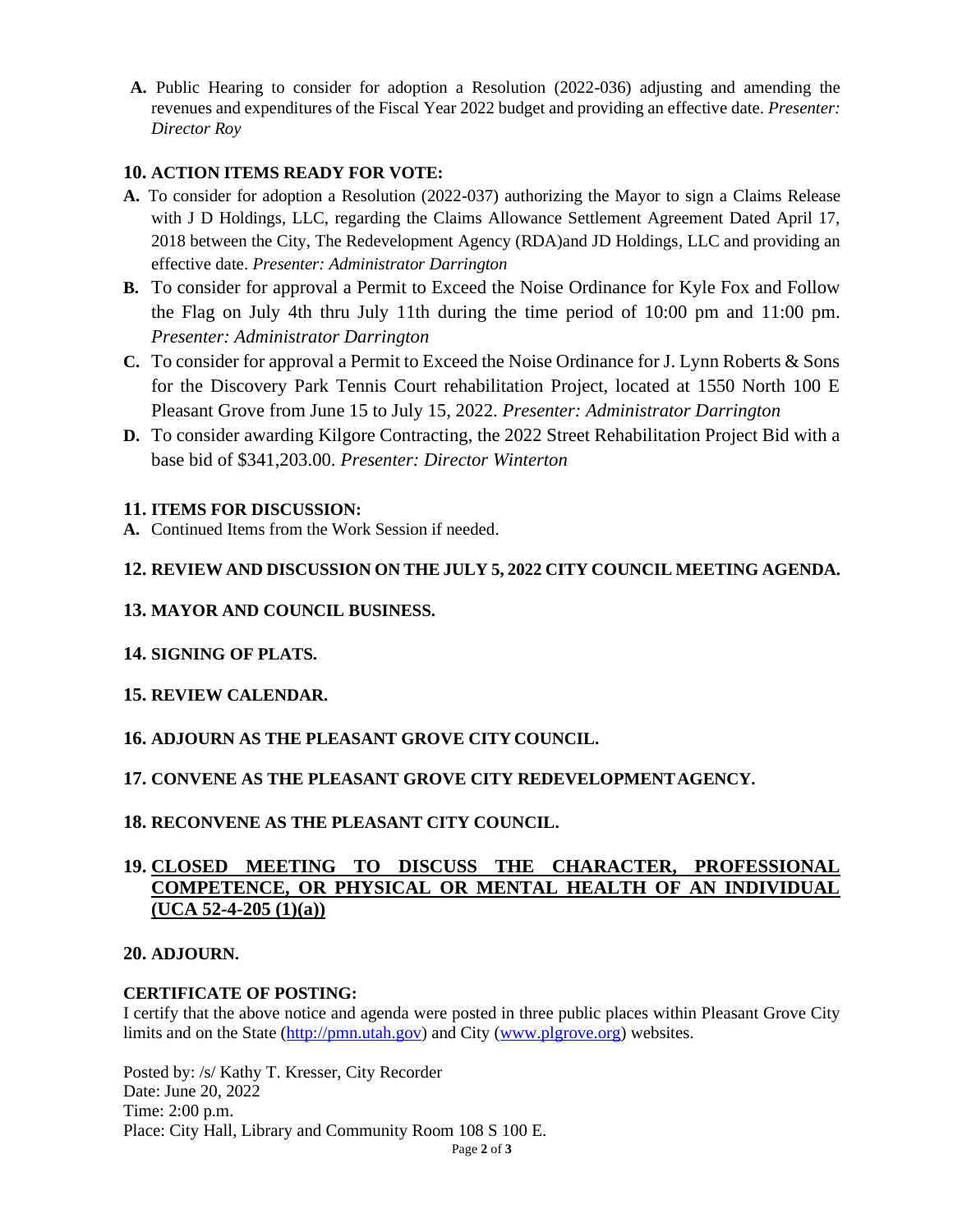**A.** Public Hearing to consider for adoption a Resolution (2022-036) adjusting and amending the revenues and expenditures of the Fiscal Year 2022 budget and providing an effective date. *Presenter: Director Roy*

**10. ACTION ITEMS READY FOR VOTE:**

**A.** To consider for adoption a Resolution (2022-037) authorizing the Mayor to sign a Claims Release with J D Holdings, LLC, regarding the Claims Allowance Settlement Agreement Dated April 17, 2018 between the City, The Redevelopment Agency (RDA)and JD Holdings, LLC and providing an effective date. *Presenter: Administrator Darrington*

**B.** To consider for approval a Permit to Exceed the Noise Ordinance for Kyle Fox and Follow the Flag on July 4th thru July 11th during the time period of 10:00 pm and 11:00 pm. *Presenter: Administrator Darrington*

**C.** To consider for approval a Permit to Exceed the Noise Ordinance for J. Lynn Roberts & Sons for the Discovery Park Tennis Court rehabilitation Project, located at 1550 North 100 E Pleasant Grove from June 15 to July 15, 2022. *Presenter: Administrator Darrington*

**D.** To consider awarding Kilgore Contracting, the 2022 Street Rehabilitation Project Bid with a base bid of $341,203.00. *Presenter: Director Winterton*

**11. ITEMS FOR DISCUSSION:**

**A.** Continued Items from the Work Session if needed.

**12. REVIEW AND DISCUSSION ON THE JULY 5, 2022 CITY COUNCIL MEETING AGENDA.**

**13. MAYOR AND COUNCIL BUSINESS.**

**14. SIGNING OF PLATS.**

**15. REVIEW CALENDAR.**

**16. ADJOURN AS THE PLEASANT GROVE CITY COUNCIL.**

**17. CONVENE AS THE PLEASANT GROVE CITY REDEVELOPMENT AGENCY.**

**18. RECONVENE AS THE PLEASANT CITY COUNCIL.**

**19. CLOSED MEETING TO DISCUSS THE CHARACTER, PROFESSIONAL COMPETENCE, OR PHYSICAL OR MENTAL HEALTH OF AN INDIVIDUAL (UCA 52-4-205 (1)(a))**

**20. ADJOURN.**

**CERTIFICATE OF POSTING:**

I certify that the above notice and agenda were posted in three public places within Pleasant Grove City limits and on the State (http://pmn.utah.gov) and City (www.plgrove.org) websites.

Posted by: /s/ Kathy T. Kresser, City Recorder
Date: June 20, 2022
Time: 2:00 p.m.
Place: City Hall, Library and Community Room 108 S 100 E.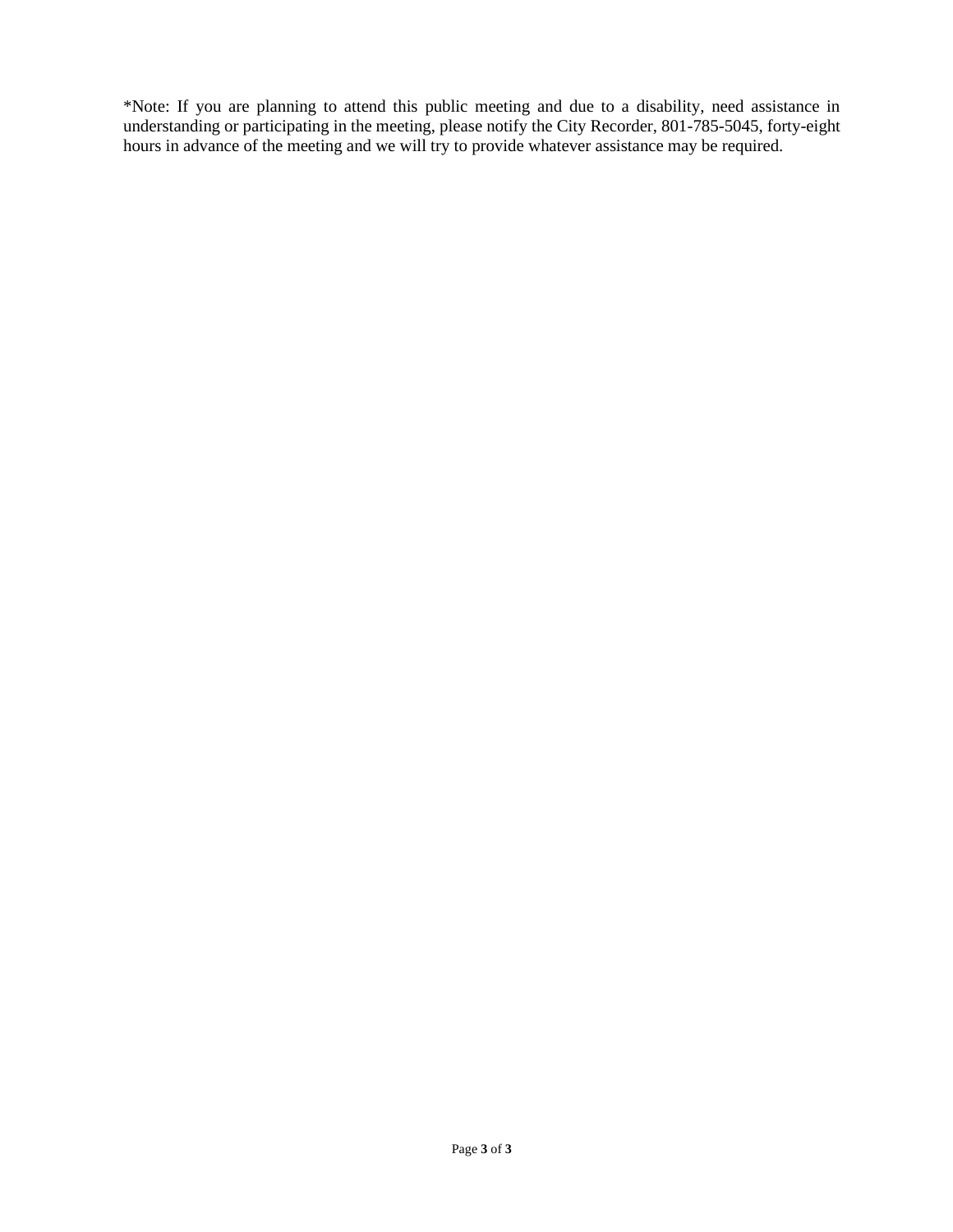*Note: If you are planning to attend this public meeting and due to a disability, need assistance in understanding or participating in the meeting, please notify the City Recorder, 801-785-5045, forty-eight hours in advance of the meeting and we will try to provide whatever assistance may be required.